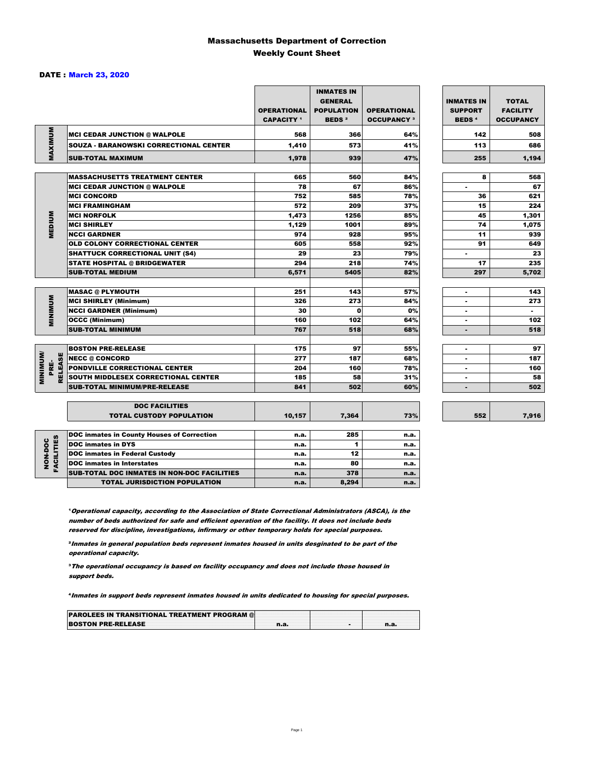# Massachusetts Department of Correction
## Weekly Count Sheet

**DATE : March 23, 2020**

| | | OPERATIONAL CAPACITY [1] | INMATES IN GENERAL POPULATION BEDS [2] | OPERATIONAL OCCUPANCY [3] | INMATES IN SUPPORT BEDS [4] | TOTAL FACILITY OCCUPANCY |
|---|---|---|---|---|---|---|
| MAXIMUM | MCI CEDAR JUNCTION @ WALPOLE | 568 | 366 | 64% | 142 | 508 |
| | SOUZA - BARANOWSKI CORRECTIONAL CENTER | 1,410 | 573 | 41% | 113 | 686 |
| | **SUB-TOTAL MAXIMUM** | 1,978 | 939 | 47% | 255 | 1,194 |
| MEDIUM | MASSACHUSETTS TREATMENT CENTER | 665 | 560 | 84% | 8 | 568 |
| | MCI CEDAR JUNCTION @ WALPOLE | 78 | 67 | 86% | - | 67 |
| | MCI CONCORD | 752 | 585 | 78% | 36 | 621 |
| | MCI FRAMINGHAM | 572 | 209 | 37% | 15 | 224 |
| | MCI NORFOLK | 1,473 | 1256 | 85% | 45 | 1,301 |
| | MCI SHIRLEY | 1,129 | 1001 | 89% | 74 | 1,075 |
| | NCCI GARDNER | 974 | 928 | 95% | 11 | 939 |
| | OLD COLONY CORRECTIONAL CENTER | 605 | 558 | 92% | 91 | 649 |
| | SHATTUCK CORRECTIONAL UNIT (S4) | 29 | 23 | 79% | - | 23 |
| | STATE HOSPITAL @ BRIDGEWATER | 294 | 218 | 74% | 17 | 235 |
| | **SUB-TOTAL MEDIUM** | 6,571 | 5405 | 82% | 297 | 5,702 |
| MINIMUM | MASAC @ PLYMOUTH | 251 | 143 | 57% | - | 143 |
| | MCI SHIRLEY (Minimum) | 326 | 273 | 84% | - | 273 |
| | NCCI GARDNER (Minimum) | 30 | 0 | 0% | - | - |
| | OCCC (Minimum) | 160 | 102 | 64% | - | 102 |
| | **SUB-TOTAL MINIMUM** | 767 | 518 | 68% | - | 518 |
| MINIMUM/ PRE-RELEASE | BOSTON PRE-RELEASE | 175 | 97 | 55% | - | 97 |
| | NECC @ CONCORD | 277 | 187 | 68% | - | 187 |
| | PONDVILLE CORRECTIONAL CENTER | 204 | 160 | 78% | - | 160 |
| | SOUTH MIDDLESEX CORRECTIONAL CENTER | 185 | 58 | 31% | - | 58 |
| | **SUB-TOTAL MINIMUM/PRE-RELEASE** | 841 | 502 | 60% | - | 502 |
| | **DOC FACILITIES TOTAL CUSTODY POPULATION** | 10,157 | 7,364 | 73% | 552 | 7,916 |

| | | | | |
|---|---|---|---|---|
| NON-DOC FACILITIES | DOC inmates in County Houses of Correction | n.a. | 285 | n.a. |
| | DOC inmates in DYS | n.a. | 1 | n.a. |
| | DOC inmates in Federal Custody | n.a. | 12 | n.a. |
| | DOC inmates in Interstates | n.a. | 80 | n.a. |
| | **SUB-TOTAL DOC INMATES IN NON-DOC FACILITIES** | n.a. | 378 | n.a. |
| | **TOTAL JURISDICTION POPULATION** | n.a. | 8,294 | n.a. |

[1] *Operational capacity, according to the Association of State Correctional Administrators (ASCA), is the number of beds authorized for safe and efficient operation of the facility. It does not include beds reserved for discipline, investigations, infirmary or other temporary holds for special purposes.*

[2] *Inmates in general population beds represent inmates housed in units desginated to be part of the operational capacity.*

[3] *The operational occupancy is based on facility occupancy and does not include those housed in support beds.*

[4] *Inmates in support beds represent inmates housed in units dedicated to housing for special purposes.*

| | | | |
|---|---|---|---|
| PAROLEES IN TRANSITIONAL TREATMENT PROGRAM @ BOSTON PRE-RELEASE | n.a. | - | n.a. |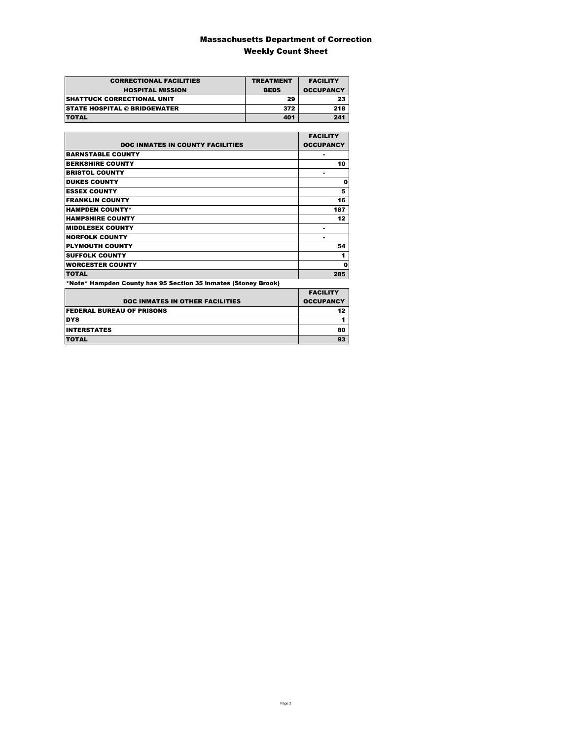# Massachusetts Department of Correction
## Weekly Count Sheet

| CORRECTIONAL FACILITIES<br>HOSPITAL MISSION | TREATMENT<br>BEDS | FACILITY<br>OCCUPANCY |
|---|---|---|
| SHATTUCK CORRECTIONAL UNIT | 29 | 23 |
| STATE HOSPITAL @ BRIDGEWATER | 372 | 218 |
| TOTAL | 401 | 241 |

| DOC INMATES IN COUNTY FACILITIES | FACILITY<br>OCCUPANCY |
|---|---|
| BARNSTABLE COUNTY | - |
| BERKSHIRE COUNTY | 10 |
| BRISTOL COUNTY | - |
| DUKES COUNTY | 0 |
| ESSEX COUNTY | 5 |
| FRANKLIN COUNTY | 16 |
| HAMPDEN COUNTY* | 187 |
| HAMPSHIRE COUNTY | 12 |
| MIDDLESEX COUNTY | - |
| NORFOLK COUNTY | - |
| PLYMOUTH COUNTY | 54 |
| SUFFOLK COUNTY | 1 |
| WORCESTER COUNTY | 0 |
| TOTAL | 285 |

*Note* Hampden County has 95 Section 35 inmates (Stoney Brook)

| DOC INMATES IN OTHER FACILITIES | FACILITY<br>OCCUPANCY |
|---|---|
| FEDERAL BUREAU OF PRISONS | 12 |
| DYS | 1 |
| INTERSTATES | 80 |
| TOTAL | 93 |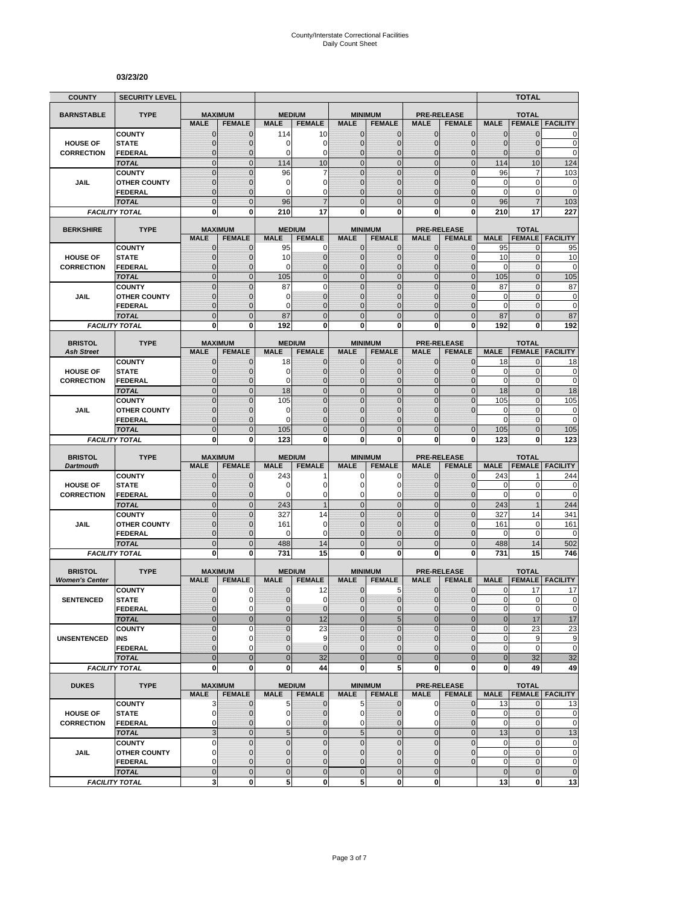County/Interstate Correctional Facilities
Daily Count Sheet

**03/23/20**

| COUNTY | SECURITY LEVEL | | | | | | | | | | TOTAL | |
|---|---|---|---|---|---|---|---|---|---|---|---|---|
| **BARNSTABLE** | **TYPE** | **MAXIMUM** | | **MEDIUM** | | **MINIMUM** | | **PRE-RELEASE** | | **TOTAL** | | |
| | | **MALE** | **FEMALE** | **MALE** | **FEMALE** | **MALE** | **FEMALE** | **MALE** | **FEMALE** | **MALE** | **FEMALE** | **FACILITY** |
| **HOUSE OF CORRECTION** | COUNTY | 0 | 0 | 114 | 10 | 0 | 0 | 0 | 0 | 0 | 0 | 0 |
| | STATE | 0 | 0 | 0 | 0 | 0 | 0 | 0 | 0 | 0 | 0 | 0 |
| | FEDERAL | 0 | 0 | 0 | 0 | 0 | 0 | 0 | 0 | 0 | 0 | 0 |
| | *TOTAL* | 0 | 0 | 114 | 10 | 0 | 0 | 0 | 0 | 114 | 10 | 124 |
| **JAIL** | COUNTY | 0 | 0 | 96 | 7 | 0 | 0 | 0 | 0 | 96 | 7 | 103 |
| | OTHER COUNTY | 0 | 0 | 0 | 0 | 0 | 0 | 0 | 0 | 0 | 0 | 0 |
| | FEDERAL | 0 | 0 | 0 | 0 | 0 | 0 | 0 | 0 | 0 | 0 | 0 |
| | *TOTAL* | 0 | 0 | 96 | 7 | 0 | 0 | 0 | 0 | 96 | 7 | 103 |
| *FACILITY TOTAL* | | **0** | **0** | **210** | **17** | **0** | **0** | **0** | **0** | **210** | **17** | **227** |
| **BERKSHIRE** | **TYPE** | **MAXIMUM** | | **MEDIUM** | | **MINIMUM** | | **PRE-RELEASE** | | **TOTAL** | | |
| | | **MALE** | **FEMALE** | **MALE** | **FEMALE** | **MALE** | **FEMALE** | **MALE** | **FEMALE** | **MALE** | **FEMALE** | **FACILITY** |
| **HOUSE OF CORRECTION** | COUNTY | 0 | 0 | 95 | 0 | 0 | 0 | 0 | 0 | 95 | 0 | 95 |
| | STATE | 0 | 0 | 10 | 0 | 0 | 0 | 0 | 0 | 10 | 0 | 10 |
| | FEDERAL | 0 | 0 | 0 | 0 | 0 | 0 | 0 | 0 | 0 | 0 | 0 |
| | *TOTAL* | 0 | 0 | 105 | 0 | 0 | 0 | 0 | 0 | 105 | 0 | 105 |
| **JAIL** | COUNTY | 0 | 0 | 87 | 0 | 0 | 0 | 0 | 0 | 87 | 0 | 87 |
| | OTHER COUNTY | 0 | 0 | 0 | 0 | 0 | 0 | 0 | 0 | 0 | 0 | 0 |
| | FEDERAL | 0 | 0 | 0 | 0 | 0 | 0 | 0 | 0 | 0 | 0 | 0 |
| | *TOTAL* | 0 | 0 | 87 | 0 | 0 | 0 | 0 | 0 | 87 | 0 | 87 |
| *FACILITY TOTAL* | | **0** | **0** | **192** | **0** | **0** | **0** | **0** | **0** | **192** | **0** | **192** |
| **BRISTOL** *Ash Street* | **TYPE** | **MAXIMUM** | | **MEDIUM** | | **MINIMUM** | | **PRE-RELEASE** | | **TOTAL** | | |
| | | **MALE** | **FEMALE** | **MALE** | **FEMALE** | **MALE** | **FEMALE** | **MALE** | **FEMALE** | **MALE** | **FEMALE** | **FACILITY** |
| **HOUSE OF CORRECTION** | COUNTY | 0 | 0 | 18 | 0 | 0 | 0 | 0 | 0 | 18 | 0 | 18 |
| | STATE | 0 | 0 | 0 | 0 | 0 | 0 | 0 | 0 | 0 | 0 | 0 |
| | FEDERAL | 0 | 0 | 0 | 0 | 0 | 0 | 0 | 0 | 0 | 0 | 0 |
| | *TOTAL* | 0 | 0 | 18 | 0 | 0 | 0 | 0 | 0 | 18 | 0 | 18 |
| **JAIL** | COUNTY | 0 | 0 | 105 | 0 | 0 | 0 | 0 | 0 | 105 | 0 | 105 |
| | OTHER COUNTY | 0 | 0 | 0 | 0 | 0 | 0 | 0 | 0 | 0 | 0 | 0 |
| | FEDERAL | 0 | 0 | 0 | 0 | 0 | 0 | 0 | | 0 | 0 | 0 |
| | *TOTAL* | 0 | 0 | 105 | 0 | 0 | 0 | 0 | 0 | 105 | 0 | 105 |
| *FACILITY TOTAL* | | **0** | **0** | **123** | **0** | **0** | **0** | **0** | **0** | **123** | **0** | **123** |
| **BRISTOL** *Dartmouth* | **TYPE** | **MAXIMUM** | | **MEDIUM** | | **MINIMUM** | | **PRE-RELEASE** | | **TOTAL** | | |
| | | **MALE** | **FEMALE** | **MALE** | **FEMALE** | **MALE** | **FEMALE** | **MALE** | **FEMALE** | **MALE** | **FEMALE** | **FACILITY** |
| **HOUSE OF CORRECTION** | COUNTY | 0 | 0 | 243 | 1 | 0 | 0 | 0 | 0 | 243 | 1 | 244 |
| | STATE | 0 | 0 | 0 | 0 | 0 | 0 | 0 | 0 | 0 | 0 | 0 |
| | FEDERAL | 0 | 0 | 0 | 0 | 0 | 0 | 0 | 0 | 0 | 0 | 0 |
| | *TOTAL* | 0 | 0 | 243 | 1 | 0 | 0 | 0 | 0 | 243 | 1 | 244 |
| **JAIL** | COUNTY | 0 | 0 | 327 | 14 | 0 | 0 | 0 | 0 | 327 | 14 | 341 |
| | OTHER COUNTY | 0 | 0 | 161 | 0 | 0 | 0 | 0 | 0 | 161 | 0 | 161 |
| | FEDERAL | 0 | 0 | 0 | 0 | 0 | 0 | 0 | 0 | 0 | 0 | 0 |
| | *TOTAL* | 0 | 0 | 488 | 14 | 0 | 0 | 0 | 0 | 488 | 14 | 502 |
| *FACILITY TOTAL* | | **0** | **0** | **731** | **15** | **0** | **0** | **0** | **0** | **731** | **15** | **746** |
| **BRISTOL** *Women's Center* | **TYPE** | **MAXIMUM** | | **MEDIUM** | | **MINIMUM** | | **PRE-RELEASE** | | **TOTAL** | | |
| | | **MALE** | **FEMALE** | **MALE** | **FEMALE** | **MALE** | **FEMALE** | **MALE** | **FEMALE** | **MALE** | **FEMALE** | **FACILITY** |
| **SENTENCED** | COUNTY | 0 | 0 | 0 | 12 | 0 | 5 | 0 | 0 | 0 | 17 | 17 |
| | STATE | 0 | 0 | 0 | 0 | 0 | 0 | 0 | 0 | 0 | 0 | 0 |
| | FEDERAL | 0 | 0 | 0 | 0 | 0 | 0 | 0 | 0 | 0 | 0 | 0 |
| | *TOTAL* | 0 | 0 | 0 | 12 | 0 | 5 | 0 | 0 | 0 | 17 | 17 |
| **UNSENTENCED** | COUNTY | 0 | 0 | 0 | 23 | 0 | 0 | 0 | 0 | 0 | 23 | 23 |
| | INS | 0 | 0 | 0 | 9 | 0 | 0 | 0 | 0 | 0 | 9 | 9 |
| | FEDERAL | 0 | 0 | 0 | 0 | 0 | 0 | 0 | 0 | 0 | 0 | 0 |
| | *TOTAL* | 0 | 0 | 0 | 32 | 0 | 0 | 0 | 0 | 0 | 32 | 32 |
| *FACILITY TOTAL* | | **0** | **0** | **0** | **44** | **0** | **5** | **0** | **0** | **0** | **49** | **49** |
| **DUKES** | **TYPE** | **MAXIMUM** | | **MEDIUM** | | **MINIMUM** | | **PRE-RELEASE** | | **TOTAL** | | |
| | | **MALE** | **FEMALE** | **MALE** | **FEMALE** | **MALE** | **FEMALE** | **MALE** | **FEMALE** | **MALE** | **FEMALE** | **FACILITY** |
| **HOUSE OF CORRECTION** | COUNTY | 3 | 0 | 5 | 0 | 5 | 0 | 0 | 0 | 13 | 0 | 13 |
| | STATE | 0 | 0 | 0 | 0 | 0 | 0 | 0 | 0 | 0 | 0 | 0 |
| | FEDERAL | 0 | 0 | 0 | 0 | 0 | 0 | 0 | 0 | 0 | 0 | 0 |
| | *TOTAL* | 3 | 0 | 5 | 0 | 5 | 0 | 0 | 0 | 13 | 0 | 13 |
| **JAIL** | COUNTY | 0 | 0 | 0 | 0 | 0 | 0 | 0 | 0 | 0 | 0 | 0 |
| | OTHER COUNTY | 0 | 0 | 0 | 0 | 0 | 0 | 0 | 0 | 0 | 0 | 0 |
| | FEDERAL | 0 | 0 | 0 | 0 | 0 | 0 | 0 | 0 | 0 | 0 | 0 |
| | *TOTAL* | 0 | 0 | 0 | 0 | 0 | 0 | 0 | | 0 | 0 | 0 |
| *FACILITY TOTAL* | | **3** | **0** | **5** | **0** | **5** | **0** | **0** | | **13** | **0** | **13** |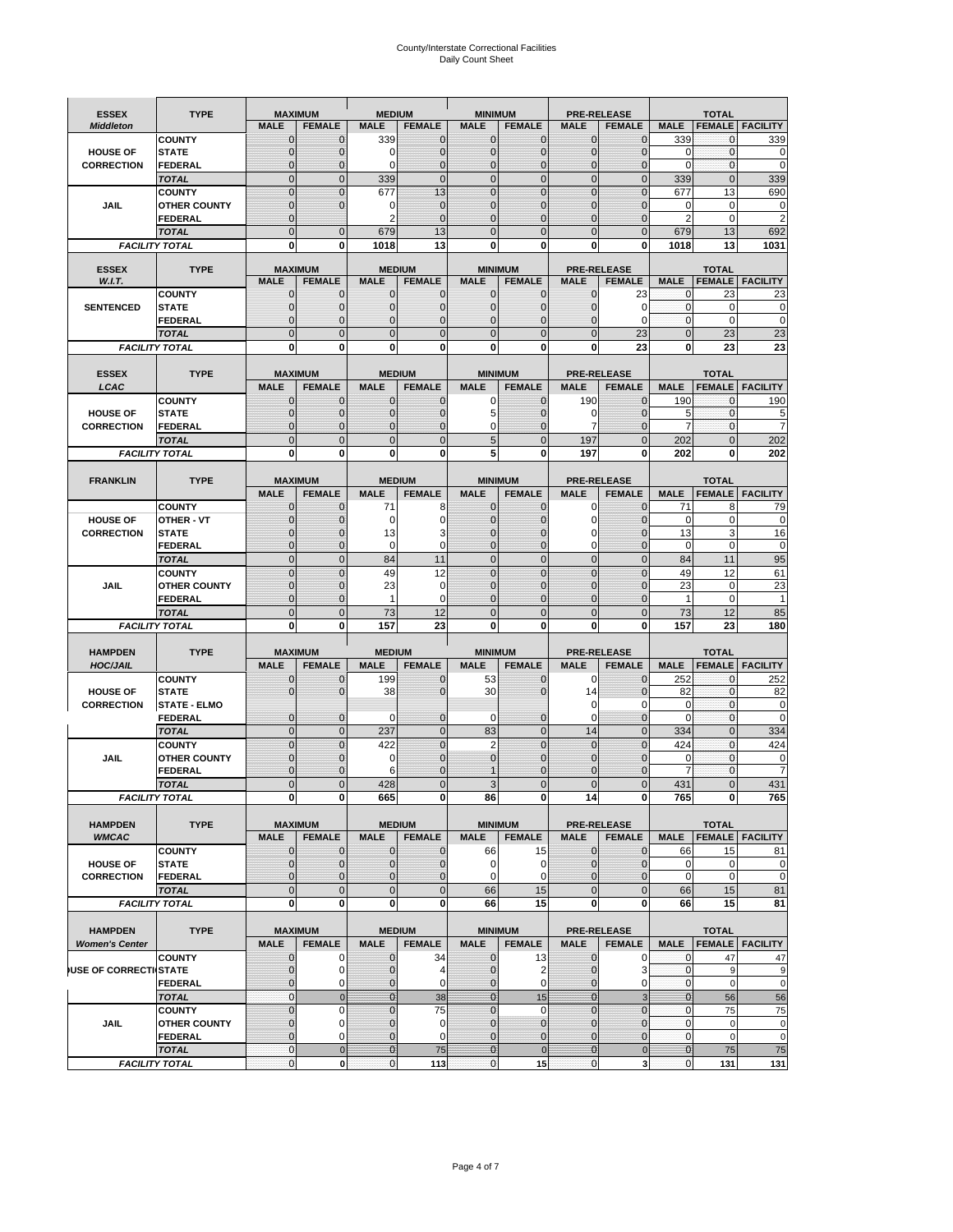# County/Interstate Correctional Facilities
## Daily Count Sheet

| ESSEX *Middleton* | TYPE | MAXIMUM | | MEDIUM | | MINIMUM | | PRE-RELEASE | | TOTAL | | |
|---|---|---|---|---|---|---|---|---|---|---|---|---|
| | | MALE | FEMALE | MALE | FEMALE | MALE | FEMALE | MALE | FEMALE | MALE | FEMALE | FACILITY |
| HOUSE OF CORRECTION | COUNTY | 0 | 0 | 339 | 0 | 0 | 0 | 0 | 0 | 339 | 0 | 339 |
| | STATE | 0 | 0 | 0 | 0 | 0 | 0 | 0 | 0 | 0 | 0 | 0 |
| | FEDERAL | 0 | 0 | 0 | 0 | 0 | 0 | 0 | 0 | 0 | 0 | 0 |
| | TOTAL | 0 | 0 | 339 | 0 | 0 | 0 | 0 | 0 | 339 | 0 | 339 |
| JAIL | COUNTY | 0 | 0 | 677 | 13 | 0 | 0 | 0 | 0 | 677 | 13 | 690 |
| | OTHER COUNTY | 0 | 0 | 0 | 0 | 0 | 0 | 0 | 0 | 0 | 0 | 0 |
| | FEDERAL | 0 | | 2 | 0 | 0 | 0 | 0 | 0 | 2 | 0 | 2 |
| | TOTAL | 0 | 0 | 679 | 13 | 0 | 0 | 0 | 0 | 679 | 13 | 692 |
| FACILITY TOTAL | | 0 | 0 | 1018 | 13 | 0 | 0 | 0 | 0 | 1018 | 13 | 1031 |

| ESSEX *W.I.T.* | TYPE | MAXIMUM | | MEDIUM | | MINIMUM | | PRE-RELEASE | | TOTAL | | |
|---|---|---|---|---|---|---|---|---|---|---|---|---|
| | | MALE | FEMALE | MALE | FEMALE | MALE | FEMALE | MALE | FEMALE | MALE | FEMALE | FACILITY |
| SENTENCED | COUNTY | 0 | 0 | 0 | 0 | 0 | 0 | 0 | 23 | 0 | 23 | 23 |
| | STATE | 0 | 0 | 0 | 0 | 0 | 0 | 0 | 0 | 0 | 0 | 0 |
| | FEDERAL | 0 | 0 | 0 | 0 | 0 | 0 | 0 | 0 | 0 | 0 | 0 |
| | TOTAL | 0 | 0 | 0 | 0 | 0 | 0 | 0 | 23 | 0 | 23 | 23 |
| FACILITY TOTAL | | 0 | 0 | 0 | 0 | 0 | 0 | 0 | 23 | 0 | 23 | 23 |

| ESSEX *LCAC* | TYPE | MAXIMUM | | MEDIUM | | MINIMUM | | PRE-RELEASE | | TOTAL | | |
|---|---|---|---|---|---|---|---|---|---|---|---|---|
| | | MALE | FEMALE | MALE | FEMALE | MALE | FEMALE | MALE | FEMALE | MALE | FEMALE | FACILITY |
| HOUSE OF CORRECTION | COUNTY | 0 | 0 | 0 | 0 | 0 | 0 | 190 | 0 | 190 | 0 | 190 |
| | STATE | 0 | 0 | 0 | 0 | 5 | 0 | 0 | 0 | 5 | 0 | 5 |
| | FEDERAL | 0 | 0 | 0 | 0 | 0 | 0 | 7 | 0 | 7 | 0 | 7 |
| | TOTAL | 0 | 0 | 0 | 0 | 5 | 0 | 197 | 0 | 202 | 0 | 202 |
| FACILITY TOTAL | | 0 | 0 | 0 | 0 | 5 | 0 | 197 | 0 | 202 | 0 | 202 |

| FRANKLIN | TYPE | MAXIMUM | | MEDIUM | | MINIMUM | | PRE-RELEASE | | TOTAL | | |
|---|---|---|---|---|---|---|---|---|---|---|---|---|
| | | MALE | FEMALE | MALE | FEMALE | MALE | FEMALE | MALE | FEMALE | MALE | FEMALE | FACILITY |
| HOUSE OF CORRECTION | COUNTY | 0 | 0 | 71 | 8 | 0 | 0 | 0 | 0 | 71 | 8 | 79 |
| | OTHER - VT | 0 | 0 | 0 | 0 | 0 | 0 | 0 | 0 | 0 | 0 | 0 |
| | STATE | 0 | 0 | 13 | 3 | 0 | 0 | 0 | 0 | 13 | 3 | 16 |
| | FEDERAL | 0 | 0 | 0 | 0 | 0 | 0 | 0 | 0 | 0 | 0 | 0 |
| | TOTAL | 0 | 0 | 84 | 11 | 0 | 0 | 0 | 0 | 84 | 11 | 95 |
| JAIL | COUNTY | 0 | 0 | 49 | 12 | 0 | 0 | 0 | 0 | 49 | 12 | 61 |
| | OTHER COUNTY | 0 | 0 | 23 | 0 | 0 | 0 | 0 | 0 | 23 | 0 | 23 |
| | FEDERAL | 0 | 0 | 1 | 0 | 0 | 0 | 0 | 0 | 1 | 0 | 1 |
| | TOTAL | 0 | 0 | 73 | 12 | 0 | 0 | 0 | 0 | 73 | 12 | 85 |
| FACILITY TOTAL | | 0 | 0 | 157 | 23 | 0 | 0 | 0 | 0 | 157 | 23 | 180 |

| HAMPDEN *HOC/JAIL* | TYPE | MAXIMUM | | MEDIUM | | MINIMUM | | PRE-RELEASE | | TOTAL | | |
|---|---|---|---|---|---|---|---|---|---|---|---|---|
| | | MALE | FEMALE | MALE | FEMALE | MALE | FEMALE | MALE | FEMALE | MALE | FEMALE | FACILITY |
| HOUSE OF CORRECTION | COUNTY | 0 | 0 | 199 | 0 | 53 | 0 | 0 | 0 | 252 | 0 | 252 |
| | STATE | 0 | 0 | 38 | 0 | 30 | 0 | 14 | 0 | 82 | 0 | 82 |
| | STATE - ELMO | | | | | | | 0 | 0 | 0 | 0 | 0 |
| | FEDERAL | 0 | 0 | 0 | 0 | 0 | 0 | 0 | 0 | 0 | 0 | 0 |
| | TOTAL | 0 | 0 | 237 | 0 | 83 | 0 | 14 | 0 | 334 | 0 | 334 |
| JAIL | COUNTY | 0 | 0 | 422 | 0 | 2 | 0 | 0 | 0 | 424 | 0 | 424 |
| | OTHER COUNTY | 0 | 0 | 0 | 0 | 0 | 0 | 0 | 0 | 0 | 0 | 0 |
| | FEDERAL | 0 | 0 | 6 | 0 | 1 | 0 | 0 | 0 | 7 | 0 | 7 |
| | TOTAL | 0 | 0 | 428 | 0 | 3 | 0 | 0 | 0 | 431 | 0 | 431 |
| FACILITY TOTAL | | 0 | 0 | 665 | 0 | 86 | 0 | 14 | 0 | 765 | 0 | 765 |

| HAMPDEN *WMCAC* | TYPE | MAXIMUM | | MEDIUM | | MINIMUM | | PRE-RELEASE | | TOTAL | | |
|---|---|---|---|---|---|---|---|---|---|---|---|---|
| | | MALE | FEMALE | MALE | FEMALE | MALE | FEMALE | MALE | FEMALE | MALE | FEMALE | FACILITY |
| HOUSE OF CORRECTION | COUNTY | 0 | 0 | 0 | 0 | 66 | 15 | 0 | 0 | 66 | 15 | 81 |
| | STATE | 0 | 0 | 0 | 0 | 0 | 0 | 0 | 0 | 0 | 0 | 0 |
| | FEDERAL | 0 | 0 | 0 | 0 | 0 | 0 | 0 | 0 | 0 | 0 | 0 |
| | TOTAL | 0 | 0 | 0 | 0 | 66 | 15 | 0 | 0 | 66 | 15 | 81 |
| FACILITY TOTAL | | 0 | 0 | 0 | 0 | 66 | 15 | 0 | 0 | 66 | 15 | 81 |

| HAMPDEN *Women's Center* | TYPE | MAXIMUM | | MEDIUM | | MINIMUM | | PRE-RELEASE | | TOTAL | | |
|---|---|---|---|---|---|---|---|---|---|---|---|---|
| | | MALE | FEMALE | MALE | FEMALE | MALE | FEMALE | MALE | FEMALE | MALE | FEMALE | FACILITY |
| HOUSE OF CORRECTION | COUNTY | 0 | 0 | 0 | 34 | 0 | 13 | 0 | 0 | 0 | 47 | 47 |
| | STATE | 0 | 0 | 0 | 4 | 0 | 2 | 0 | 3 | 0 | 9 | 9 |
| | FEDERAL | 0 | 0 | 0 | 0 | 0 | 0 | 0 | 0 | 0 | 0 | 0 |
| | TOTAL | 0 | 0 | 0 | 38 | 0 | 15 | 0 | 3 | 0 | 56 | 56 |
| JAIL | COUNTY | 0 | 0 | 0 | 75 | 0 | 0 | 0 | 0 | 0 | 75 | 75 |
| | OTHER COUNTY | 0 | 0 | 0 | 0 | 0 | 0 | 0 | 0 | 0 | 0 | 0 |
| | FEDERAL | 0 | 0 | 0 | 0 | 0 | 0 | 0 | 0 | 0 | 0 | 0 |
| | TOTAL | 0 | 0 | 0 | 75 | 0 | 0 | 0 | 0 | 0 | 75 | 75 |
| FACILITY TOTAL | | 0 | 0 | 0 | 113 | 0 | 15 | 0 | 3 | 0 | 131 | 131 |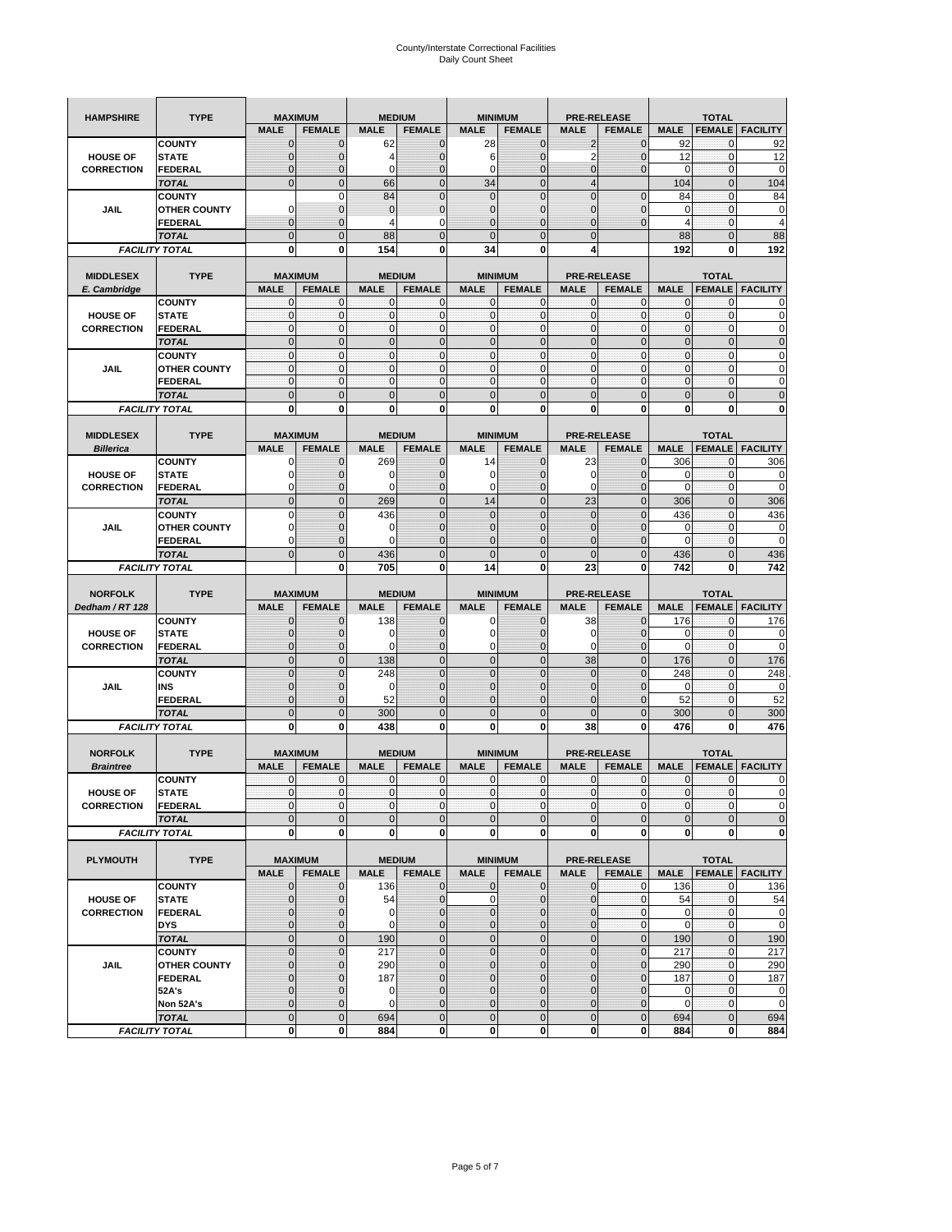# County/Interstate Correctional Facilities
## Daily Count Sheet

| HAMPSHIRE | TYPE | MAXIMUM | | MEDIUM | | MINIMUM | | PRE-RELEASE | | TOTAL | | |
|---|---|---|---|---|---|---|---|---|---|---|---|---|
| | | MALE | FEMALE | MALE | FEMALE | MALE | FEMALE | MALE | FEMALE | MALE | FEMALE | FACILITY |
| | COUNTY | 0 | 0 | 62 | 0 | 28 | 0 | 2 | 0 | 92 | 0 | 92 |
| HOUSE OF | STATE | 0 | 0 | 4 | 0 | 6 | 0 | 2 | 0 | 12 | 0 | 12 |
| CORRECTION | FEDERAL | 0 | 0 | 0 | 0 | 0 | 0 | 0 | 0 | 0 | 0 | 0 |
| | TOTAL | 0 | 0 | 66 | 0 | 34 | 0 | 4 | | 104 | 0 | 104 |
| | COUNTY | | 0 | 84 | 0 | 0 | 0 | 0 | 0 | 84 | 0 | 84 |
| JAIL | OTHER COUNTY | 0 | 0 | 0 | 0 | 0 | 0 | 0 | 0 | 0 | 0 | 0 |
| | FEDERAL | 0 | 0 | 4 | 0 | 0 | 0 | 0 | 0 | 4 | 0 | 4 |
| | TOTAL | 0 | 0 | 88 | 0 | 0 | 0 | 0 | | 88 | 0 | 88 |
| FACILITY TOTAL | | 0 | 0 | 154 | 0 | 34 | 0 | 4 | | 192 | 0 | 192 |

| MIDDLESEX E. Cambridge | TYPE | MAXIMUM | | MEDIUM | | MINIMUM | | PRE-RELEASE | | TOTAL | | |
|---|---|---|---|---|---|---|---|---|---|---|---|---|
| | | MALE | FEMALE | MALE | FEMALE | MALE | FEMALE | MALE | FEMALE | MALE | FEMALE | FACILITY |
| | COUNTY | 0 | 0 | 0 | 0 | 0 | 0 | 0 | 0 | 0 | 0 | 0 |
| HOUSE OF | STATE | 0 | 0 | 0 | 0 | 0 | 0 | 0 | 0 | 0 | 0 | 0 |
| CORRECTION | FEDERAL | 0 | 0 | 0 | 0 | 0 | 0 | 0 | 0 | 0 | 0 | 0 |
| | TOTAL | 0 | 0 | 0 | 0 | 0 | 0 | 0 | 0 | 0 | 0 | 0 |
| | COUNTY | 0 | 0 | 0 | 0 | 0 | 0 | 0 | 0 | 0 | 0 | 0 |
| JAIL | OTHER COUNTY | 0 | 0 | 0 | 0 | 0 | 0 | 0 | 0 | 0 | 0 | 0 |
| | FEDERAL | 0 | 0 | 0 | 0 | 0 | 0 | 0 | 0 | 0 | 0 | 0 |
| | TOTAL | 0 | 0 | 0 | 0 | 0 | 0 | 0 | 0 | 0 | 0 | 0 |
| FACILITY TOTAL | | 0 | 0 | 0 | 0 | 0 | 0 | 0 | 0 | 0 | 0 | 0 |

| MIDDLESEX Billerica | TYPE | MAXIMUM | | MEDIUM | | MINIMUM | | PRE-RELEASE | | TOTAL | | |
|---|---|---|---|---|---|---|---|---|---|---|---|---|
| | | MALE | FEMALE | MALE | FEMALE | MALE | FEMALE | MALE | FEMALE | MALE | FEMALE | FACILITY |
| | COUNTY | 0 | 0 | 269 | 0 | 14 | 0 | 23 | 0 | 306 | 0 | 306 |
| HOUSE OF | STATE | 0 | 0 | 0 | 0 | 0 | 0 | 0 | 0 | 0 | 0 | 0 |
| CORRECTION | FEDERAL | 0 | 0 | 0 | 0 | 0 | 0 | 0 | 0 | 0 | 0 | 0 |
| | TOTAL | 0 | 0 | 269 | 0 | 14 | 0 | 23 | 0 | 306 | 0 | 306 |
| | COUNTY | 0 | 0 | 436 | 0 | 0 | 0 | 0 | 0 | 436 | 0 | 436 |
| JAIL | OTHER COUNTY | 0 | 0 | 0 | 0 | 0 | 0 | 0 | 0 | 0 | 0 | 0 |
| | FEDERAL | 0 | 0 | 0 | 0 | 0 | 0 | 0 | 0 | 0 | 0 | 0 |
| | TOTAL | 0 | 0 | 436 | 0 | 0 | 0 | 0 | 0 | 436 | 0 | 436 |
| FACILITY TOTAL | | | 0 | 705 | 0 | 14 | 0 | 23 | 0 | 742 | 0 | 742 |

| NORFOLK Dedham / RT 128 | TYPE | MAXIMUM | | MEDIUM | | MINIMUM | | PRE-RELEASE | | TOTAL | | |
|---|---|---|---|---|---|---|---|---|---|---|---|---|
| | | MALE | FEMALE | MALE | FEMALE | MALE | FEMALE | MALE | FEMALE | MALE | FEMALE | FACILITY |
| | COUNTY | 0 | 0 | 138 | 0 | 0 | 0 | 38 | 0 | 176 | 0 | 176 |
| HOUSE OF | STATE | 0 | 0 | 0 | 0 | 0 | 0 | 0 | 0 | 0 | 0 | 0 |
| CORRECTION | FEDERAL | 0 | 0 | 0 | 0 | 0 | 0 | 0 | 0 | 0 | 0 | 0 |
| | TOTAL | 0 | 0 | 138 | 0 | 0 | 0 | 38 | 0 | 176 | 0 | 176 |
| | COUNTY | 0 | 0 | 248 | 0 | 0 | 0 | 0 | 0 | 248 | 0 | 248 |
| JAIL | INS | 0 | 0 | 0 | 0 | 0 | 0 | 0 | 0 | 0 | 0 | 0 |
| | FEDERAL | 0 | 0 | 52 | 0 | 0 | 0 | 0 | 0 | 52 | 0 | 52 |
| | TOTAL | 0 | 0 | 300 | 0 | 0 | 0 | 0 | 0 | 300 | 0 | 300 |
| FACILITY TOTAL | | 0 | 0 | 438 | 0 | 0 | 0 | 38 | 0 | 476 | 0 | 476 |

| NORFOLK Braintree | TYPE | MAXIMUM | | MEDIUM | | MINIMUM | | PRE-RELEASE | | TOTAL | | |
|---|---|---|---|---|---|---|---|---|---|---|---|---|
| | | MALE | FEMALE | MALE | FEMALE | MALE | FEMALE | MALE | FEMALE | MALE | FEMALE | FACILITY |
| | COUNTY | 0 | 0 | 0 | 0 | 0 | 0 | 0 | 0 | 0 | 0 | 0 |
| HOUSE OF | STATE | 0 | 0 | 0 | 0 | 0 | 0 | 0 | 0 | 0 | 0 | 0 |
| CORRECTION | FEDERAL | 0 | 0 | 0 | 0 | 0 | 0 | 0 | 0 | 0 | 0 | 0 |
| | TOTAL | 0 | 0 | 0 | 0 | 0 | 0 | 0 | 0 | 0 | 0 | 0 |
| FACILITY TOTAL | | 0 | 0 | 0 | 0 | 0 | 0 | 0 | 0 | 0 | 0 | 0 |

| PLYMOUTH | TYPE | MAXIMUM | | MEDIUM | | MINIMUM | | PRE-RELEASE | | TOTAL | | |
|---|---|---|---|---|---|---|---|---|---|---|---|---|
| | | MALE | FEMALE | MALE | FEMALE | MALE | FEMALE | MALE | FEMALE | MALE | FEMALE | FACILITY |
| | COUNTY | 0 | 0 | 136 | 0 | 0 | 0 | 0 | 0 | 136 | 0 | 136 |
| HOUSE OF | STATE | 0 | 0 | 54 | 0 | 0 | 0 | 0 | 0 | 54 | 0 | 54 |
| CORRECTION | FEDERAL | 0 | 0 | 0 | 0 | 0 | 0 | 0 | 0 | 0 | 0 | 0 |
| | DYS | 0 | 0 | 0 | 0 | 0 | 0 | 0 | 0 | 0 | 0 | 0 |
| | TOTAL | 0 | 0 | 190 | 0 | 0 | 0 | 0 | 0 | 190 | 0 | 190 |
| | COUNTY | 0 | 0 | 217 | 0 | 0 | 0 | 0 | 0 | 217 | 0 | 217 |
| JAIL | OTHER COUNTY | 0 | 0 | 290 | 0 | 0 | 0 | 0 | 0 | 290 | 0 | 290 |
| | FEDERAL | 0 | 0 | 187 | 0 | 0 | 0 | 0 | 0 | 187 | 0 | 187 |
| | 52A's | 0 | 0 | 0 | 0 | 0 | 0 | 0 | 0 | 0 | 0 | 0 |
| | Non 52A's | 0 | 0 | 0 | 0 | 0 | 0 | 0 | 0 | 0 | 0 | 0 |
| | TOTAL | 0 | 0 | 694 | 0 | 0 | 0 | 0 | 0 | 694 | 0 | 694 |
| FACILITY TOTAL | | 0 | 0 | 884 | 0 | 0 | 0 | 0 | 0 | 884 | 0 | 884 |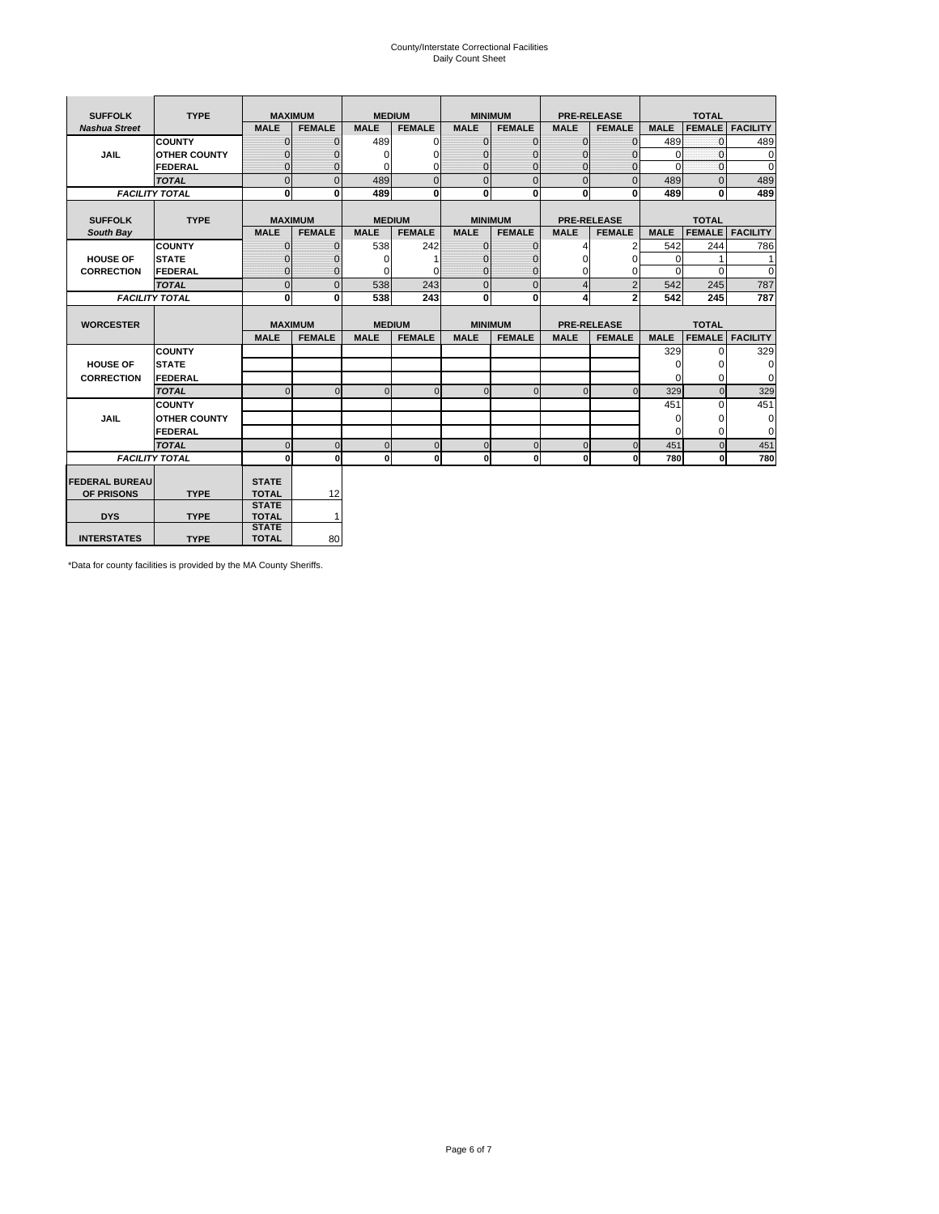# County/Interstate Correctional Facilities
## Daily Count Sheet

| SUFFOLK | TYPE | MAXIMUM | | MEDIUM | | MINIMUM | | PRE-RELEASE | | TOTAL | | |
|---|---|---|---|---|---|---|---|---|---|---|---|---|
| ***Nashua Street*** | | **MALE** | **FEMALE** | **MALE** | **FEMALE** | **MALE** | **FEMALE** | **MALE** | **FEMALE** | **MALE** | **FEMALE** | **FACILITY** |
| **JAIL** | **COUNTY** | 0 | 0 | 489 | 0 | 0 | 0 | 0 | 0 | 489 | 0 | 489 |
| | **OTHER COUNTY** | 0 | 0 | 0 | 0 | 0 | 0 | 0 | 0 | 0 | 0 | 0 |
| | **FEDERAL** | 0 | 0 | 0 | 0 | 0 | 0 | 0 | 0 | 0 | 0 | 0 |
| | ***TOTAL*** | 0 | 0 | 489 | 0 | 0 | 0 | 0 | 0 | 489 | 0 | 489 |
| ***FACILITY TOTAL*** | | **0** | **0** | **489** | **0** | **0** | **0** | **0** | **0** | **489** | **0** | **489** |

| SUFFOLK | TYPE | MAXIMUM | | MEDIUM | | MINIMUM | | PRE-RELEASE | | TOTAL | | |
|---|---|---|---|---|---|---|---|---|---|---|---|---|
| ***South Bay*** | | **MALE** | **FEMALE** | **MALE** | **FEMALE** | **MALE** | **FEMALE** | **MALE** | **FEMALE** | **MALE** | **FEMALE** | **FACILITY** |
| **HOUSE OF CORRECTION** | **COUNTY** | 0 | 0 | 538 | 242 | 0 | 0 | 4 | 2 | 542 | 244 | 786 |
| | **STATE** | 0 | 0 | 0 | 1 | 0 | 0 | 0 | 0 | 0 | 1 | 1 |
| | **FEDERAL** | 0 | 0 | 0 | 0 | 0 | 0 | 0 | 0 | 0 | 0 | 0 |
| | ***TOTAL*** | 0 | 0 | 538 | 243 | 0 | 0 | 4 | 2 | 542 | 245 | 787 |
| ***FACILITY TOTAL*** | | **0** | **0** | **538** | **243** | **0** | **0** | **4** | **2** | **542** | **245** | **787** |

| WORCESTER | | MAXIMUM | | MEDIUM | | MINIMUM | | PRE-RELEASE | | TOTAL | | |
|---|---|---|---|---|---|---|---|---|---|---|---|---|
| | | **MALE** | **FEMALE** | **MALE** | **FEMALE** | **MALE** | **FEMALE** | **MALE** | **FEMALE** | **MALE** | **FEMALE** | **FACILITY** |
| **HOUSE OF CORRECTION** | **COUNTY** | | | | | | | | | 329 | 0 | 329 |
| | **STATE** | | | | | | | | | 0 | 0 | 0 |
| | **FEDERAL** | | | | | | | | | 0 | 0 | 0 |
| | ***TOTAL*** | 0 | 0 | 0 | 0 | 0 | 0 | 0 | 0 | 329 | 0 | 329 |
| **JAIL** | **COUNTY** | | | | | | | | | 451 | 0 | 451 |
| | **OTHER COUNTY** | | | | | | | | | 0 | 0 | 0 |
| | **FEDERAL** | | | | | | | | | 0 | 0 | 0 |
| | ***TOTAL*** | 0 | 0 | 0 | 0 | 0 | 0 | 0 | 0 | 451 | 0 | 451 |
| ***FACILITY TOTAL*** | | **0** | **0** | **0** | **0** | **0** | **0** | **0** | **0** | **780** | **0** | **780** |

| | | | |
|---|---|---|---|
| **FEDERAL BUREAU OF PRISONS** | **TYPE** | **STATE TOTAL** | 12 |
| **DYS** | **TYPE** | **STATE TOTAL** | 1 |
| **INTERSTATES** | **TYPE** | **STATE TOTAL** | 80 |

*Data for county facilities is provided by the MA County Sheriffs.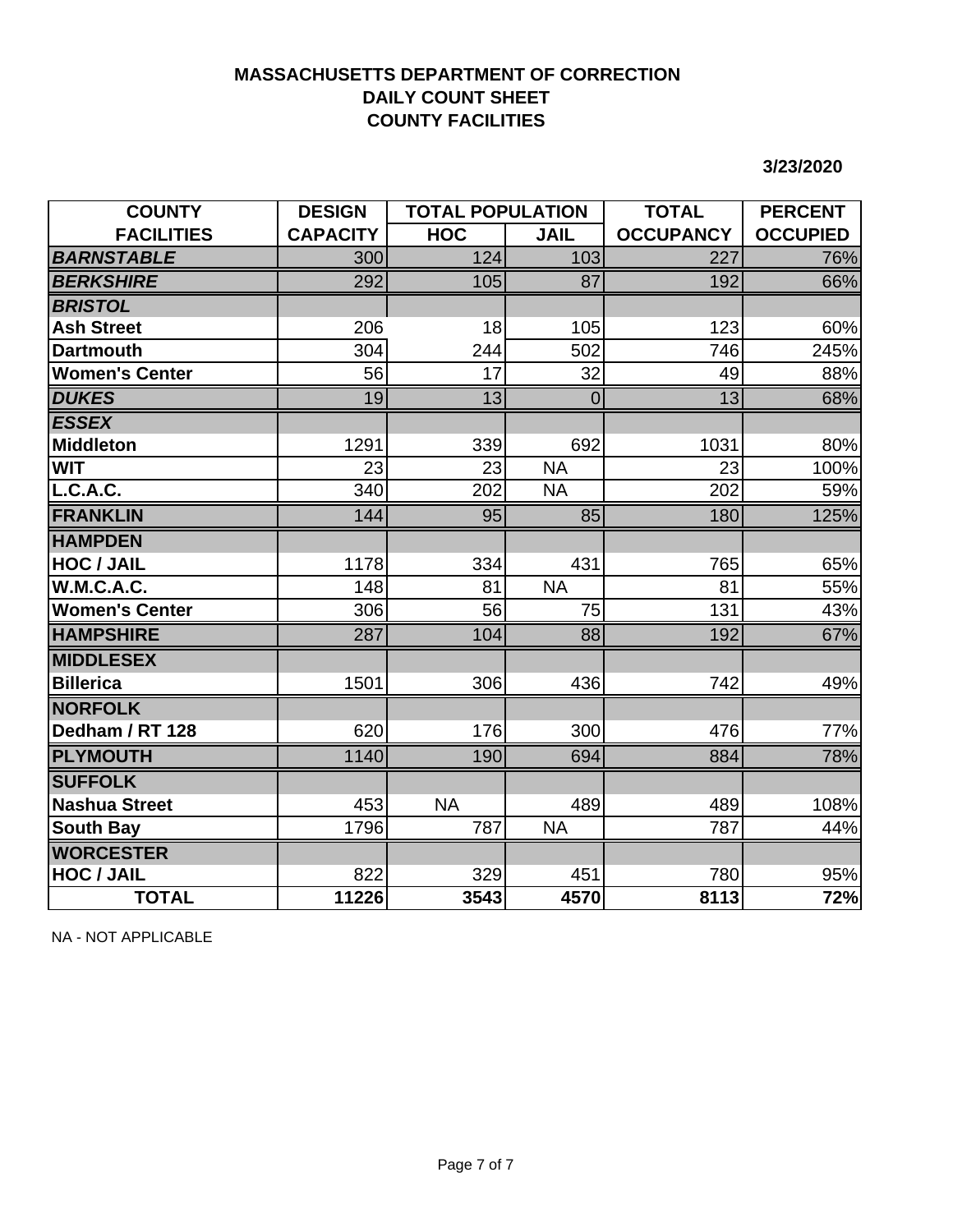# MASSACHUSETTS DEPARTMENT OF CORRECTION
## DAILY COUNT SHEET
## COUNTY FACILITIES

**3/23/2020**

| COUNTY FACILITIES | DESIGN CAPACITY | TOTAL POPULATION | | TOTAL OCCUPANCY | PERCENT OCCUPIED |
|---|---|---|---|---|---|
| | | HOC | JAIL | | |
| ***BARNSTABLE*** | 300 | 124 | 103 | 227 | 76% |
| ***BERKSHIRE*** | 292 | 105 | 87 | 192 | 66% |
| ***BRISTOL*** | | | | | |
| **Ash Street** | 206 | 18 | 105 | 123 | 60% |
| **Dartmouth** | 304 | 244 | 502 | 746 | 245% |
| **Women's Center** | 56 | 17 | 32 | 49 | 88% |
| ***DUKES*** | 19 | 13 | 0 | 13 | 68% |
| ***ESSEX*** | | | | | |
| **Middleton** | 1291 | 339 | 692 | 1031 | 80% |
| **WIT** | 23 | 23 | NA | 23 | 100% |
| **L.C.A.C.** | 340 | 202 | NA | 202 | 59% |
| **FRANKLIN** | 144 | 95 | 85 | 180 | 125% |
| **HAMPDEN** | | | | | |
| **HOC / JAIL** | 1178 | 334 | 431 | 765 | 65% |
| **W.M.C.A.C.** | 148 | 81 | NA | 81 | 55% |
| **Women's Center** | 306 | 56 | 75 | 131 | 43% |
| **HAMPSHIRE** | 287 | 104 | 88 | 192 | 67% |
| **MIDDLESEX** | | | | | |
| **Billerica** | 1501 | 306 | 436 | 742 | 49% |
| **NORFOLK** | | | | | |
| **Dedham / RT 128** | 620 | 176 | 300 | 476 | 77% |
| **PLYMOUTH** | 1140 | 190 | 694 | 884 | 78% |
| **SUFFOLK** | | | | | |
| **Nashua Street** | 453 | NA | 489 | 489 | 108% |
| **South Bay** | 1796 | 787 | NA | 787 | 44% |
| **WORCESTER** | | | | | |
| **HOC / JAIL** | 822 | 329 | 451 | 780 | 95% |
| **TOTAL** | **11226** | **3543** | **4570** | **8113** | **72%** |

NA - NOT APPLICABLE